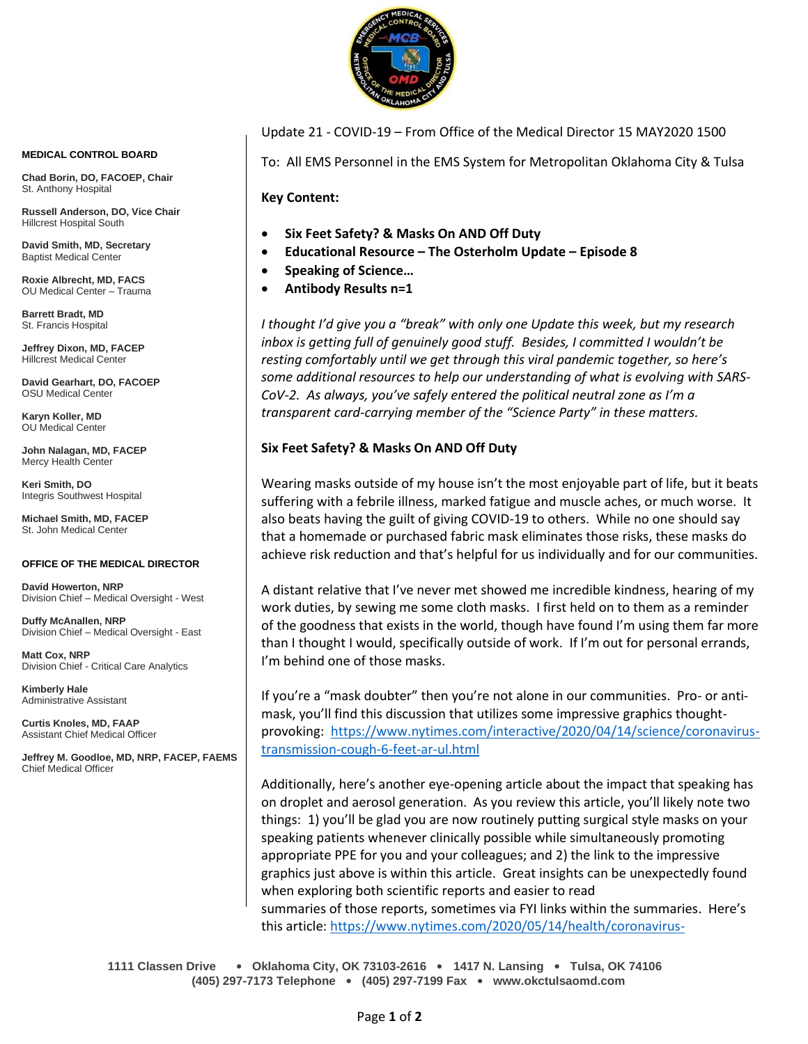**MEDICAL CONTROL BOARD**

**Chad Borin, DO, FACOEP, Chair**
St. Anthony Hospital

**Russell Anderson, DO, Vice Chair**
Hillcrest Hospital South

**David Smith, MD, Secretary**
Baptist Medical Center

**Roxie Albrecht, MD, FACS**
OU Medical Center – Trauma

**Barrett Bradt, MD**
St. Francis Hospital

**Jeffrey Dixon, MD, FACEP**
Hillcrest Medical Center

**David Gearhart, DO, FACOEP**
OSU Medical Center

**Karyn Koller, MD**
OU Medical Center

**John Nalagan, MD, FACEP**
Mercy Health Center

**Keri Smith, DO**
Integris Southwest Hospital

**Michael Smith, MD, FACEP**
St. John Medical Center

**OFFICE OF THE MEDICAL DIRECTOR**

**David Howerton, NRP**
Division Chief – Medical Oversight - West

**Duffy McAnallen, NRP**
Division Chief – Medical Oversight - East

**Matt Cox, NRP**
Division Chief - Critical Care Analytics

**Kimberly Hale**
Administrative Assistant

**Curtis Knoles, MD, FAAP**
Assistant Chief Medical Officer

**Jeffrey M. Goodloe, MD, NRP, FACEP, FAEMS**
Chief Medical Officer

Update 21 - COVID-19 – From Office of the Medical Director 15 MAY2020 1500

To: All EMS Personnel in the EMS System for Metropolitan Oklahoma City & Tulsa

**Key Content:**

- **Six Feet Safety? & Masks On AND Off Duty**
- **Educational Resource – The Osterholm Update – Episode 8**
- **Speaking of Science…**
- **Antibody Results n=1**

*I thought I'd give you a "break" with only one Update this week, but my research inbox is getting full of genuinely good stuff. Besides, I committed I wouldn't be resting comfortably until we get through this viral pandemic together, so here's some additional resources to help our understanding of what is evolving with SARS-CoV-2. As always, you've safely entered the political neutral zone as I'm a transparent card-carrying member of the "Science Party" in these matters.*

**Six Feet Safety? & Masks On AND Off Duty**

Wearing masks outside of my house isn't the most enjoyable part of life, but it beats suffering with a febrile illness, marked fatigue and muscle aches, or much worse. It also beats having the guilt of giving COVID-19 to others. While no one should say that a homemade or purchased fabric mask eliminates those risks, these masks do achieve risk reduction and that's helpful for us individually and for our communities.

A distant relative that I've never met showed me incredible kindness, hearing of my work duties, by sewing me some cloth masks. I first held on to them as a reminder of the goodness that exists in the world, though have found I'm using them far more than I thought I would, specifically outside of work. If I'm out for personal errands, I'm behind one of those masks.

If you're a "mask doubter" then you're not alone in our communities. Pro- or anti-mask, you'll find this discussion that utilizes some impressive graphics thought-provoking: https://www.nytimes.com/interactive/2020/04/14/science/coronavirus-transmission-cough-6-feet-ar-ul.html

Additionally, here's another eye-opening article about the impact that speaking has on droplet and aerosol generation. As you review this article, you'll likely note two things: 1) you'll be glad you are now routinely putting surgical style masks on your speaking patients whenever clinically possible while simultaneously promoting appropriate PPE for you and your colleagues; and 2) the link to the impressive graphics just above is within this article. Great insights can be unexpectedly found when exploring both scientific reports and easier to read summaries of those reports, sometimes via FYI links within the summaries. Here's this article: https://www.nytimes.com/2020/05/14/health/coronavirus-

1111 Classen Drive • Oklahoma City, OK 73103-2616 • 1417 N. Lansing • Tulsa, OK 74106
(405) 297-7173 Telephone • (405) 297-7199 Fax • www.okctulsaomd.com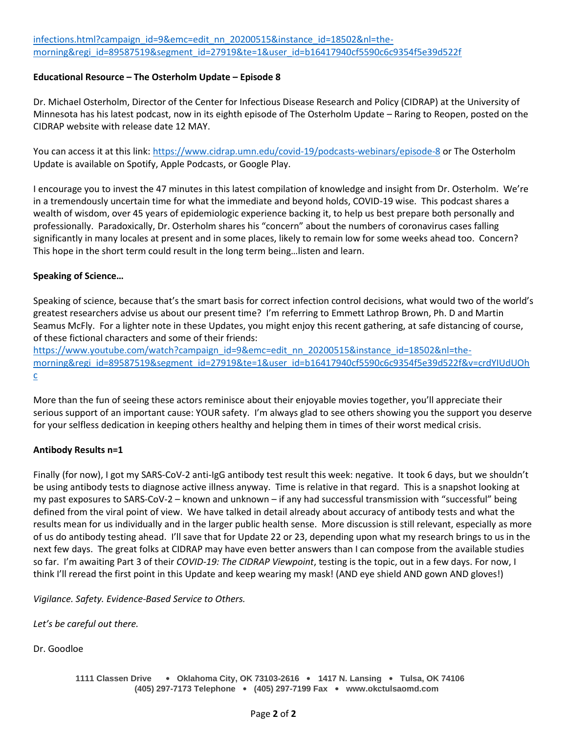[infections.html?campaign_id=9&emc=edit_nn_20200515&instance_id=18502&nl=the-morning&regi_id=89587519&segment_id=27919&te=1&user_id=b16417940cf5590c6c9354f5e39d522f](infections.html?campaign_id=9&emc=edit_nn_20200515&instance_id=18502&nl=the-morning&regi_id=89587519&segment_id=27919&te=1&user_id=b16417940cf5590c6c9354f5e39d522f)

**Educational Resource – The Osterholm Update – Episode 8**

Dr. Michael Osterholm, Director of the Center for Infectious Disease Research and Policy (CIDRAP) at the University of Minnesota has his latest podcast, now in its eighth episode of The Osterholm Update – Raring to Reopen, posted on the CIDRAP website with release date 12 MAY.

You can access it at this link: https://www.cidrap.umn.edu/covid-19/podcasts-webinars/episode-8 or The Osterholm Update is available on Spotify, Apple Podcasts, or Google Play.

I encourage you to invest the 47 minutes in this latest compilation of knowledge and insight from Dr. Osterholm. We're in a tremendously uncertain time for what the immediate and beyond holds, COVID-19 wise. This podcast shares a wealth of wisdom, over 45 years of epidemiologic experience backing it, to help us best prepare both personally and professionally. Paradoxically, Dr. Osterholm shares his "concern" about the numbers of coronavirus cases falling significantly in many locales at present and in some places, likely to remain low for some weeks ahead too. Concern? This hope in the short term could result in the long term being…listen and learn.

**Speaking of Science…**

Speaking of science, because that's the smart basis for correct infection control decisions, what would two of the world's greatest researchers advise us about our present time? I'm referring to Emmett Lathrop Brown, Ph. D and Martin Seamus McFly. For a lighter note in these Updates, you might enjoy this recent gathering, at safe distancing of course, of these fictional characters and some of their friends:
https://www.youtube.com/watch?campaign_id=9&emc=edit_nn_20200515&instance_id=18502&nl=the-morning&regi_id=89587519&segment_id=27919&te=1&user_id=b16417940cf5590c6c9354f5e39d522f&v=crdYIUdUOhc

More than the fun of seeing these actors reminisce about their enjoyable movies together, you'll appreciate their serious support of an important cause: YOUR safety. I'm always glad to see others showing you the support you deserve for your selfless dedication in keeping others healthy and helping them in times of their worst medical crisis.

**Antibody Results n=1**

Finally (for now), I got my SARS-CoV-2 anti-IgG antibody test result this week: negative. It took 6 days, but we shouldn't be using antibody tests to diagnose active illness anyway. Time is relative in that regard. This is a snapshot looking at my past exposures to SARS-CoV-2 – known and unknown – if any had successful transmission with "successful" being defined from the viral point of view. We have talked in detail already about accuracy of antibody tests and what the results mean for us individually and in the larger public health sense. More discussion is still relevant, especially as more of us do antibody testing ahead. I'll save that for Update 22 or 23, depending upon what my research brings to us in the next few days. The great folks at CIDRAP may have even better answers than I can compose from the available studies so far. I'm awaiting Part 3 of their *COVID-19: The CIDRAP Viewpoint*, testing is the topic, out in a few days. For now, I think I'll reread the first point in this Update and keep wearing my mask! (AND eye shield AND gown AND gloves!)

*Vigilance. Safety. Evidence-Based Service to Others.*

*Let's be careful out there.*

Dr. Goodloe

**1111 Classen Drive • Oklahoma City, OK 73103-2616 • 1417 N. Lansing • Tulsa, OK 74106**
**(405) 297-7173 Telephone • (405) 297-7199 Fax • www.okctulsaomd.com**